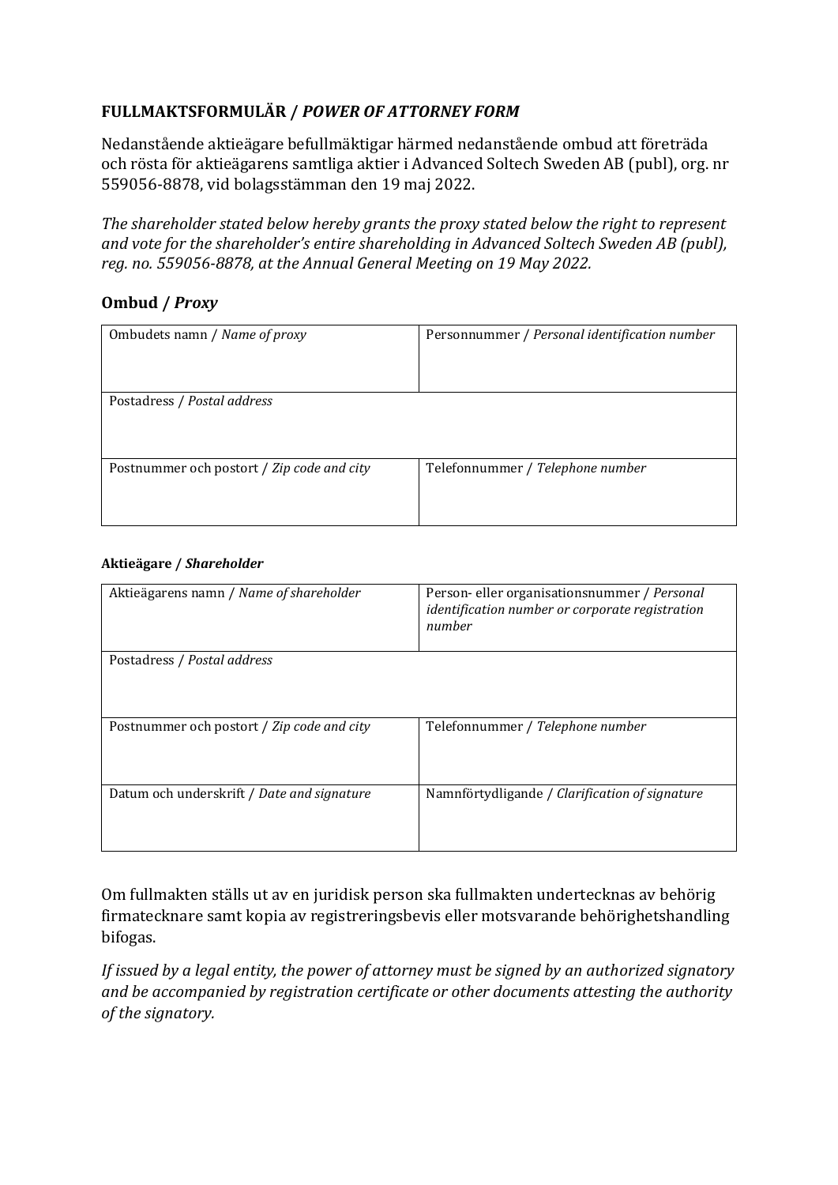## FULLMAKTSFORMULÄR / *POWER OF ATTORNEY FORM*

Nedanstående aktieägare befullmäktigar härmed nedanstående ombud att företräda och rösta för aktieägarens samtliga aktier i Advanced Soltech Sweden AB (publ), org. nr 559056-8878, vid bolagsstämman den 19 maj 2022.

*The shareholder stated below hereby grants the proxy stated below the right to represent and vote for the shareholder's entire shareholding in Advanced Soltech Sweden AB (publ), reg. no. 559056-8878, at the Annual General Meeting on 19 May 2022.*

### Ombud / *Proxy*

| Ombudets namn / *Name of proxy* | Personnummer / *Personal identification number* |
|---|---|
| Postadress / *Postal address* | |
| Postnummer och postort / *Zip code and city* | Telefonnummer / *Telephone number* |

#### Aktieägare / *Shareholder*

| Aktieägarens namn / *Name of shareholder* | Person- eller organisationsnummer / *Personal identification number or corporate registration number* |
|---|---|
| Postadress / *Postal address* | |
| Postnummer och postort / *Zip code and city* | Telefonnummer / *Telephone number* |
| Datum och underskrift / *Date and signature* | Namnförtydligande / *Clarification of signature* |

Om fullmakten ställs ut av en juridisk person ska fullmakten undertecknas av behörig firmatecknare samt kopia av registreringsbevis eller motsvarande behörighetshandling bifogas.

*If issued by a legal entity, the power of attorney must be signed by an authorized signatory and be accompanied by registration certificate or other documents attesting the authority of the signatory.*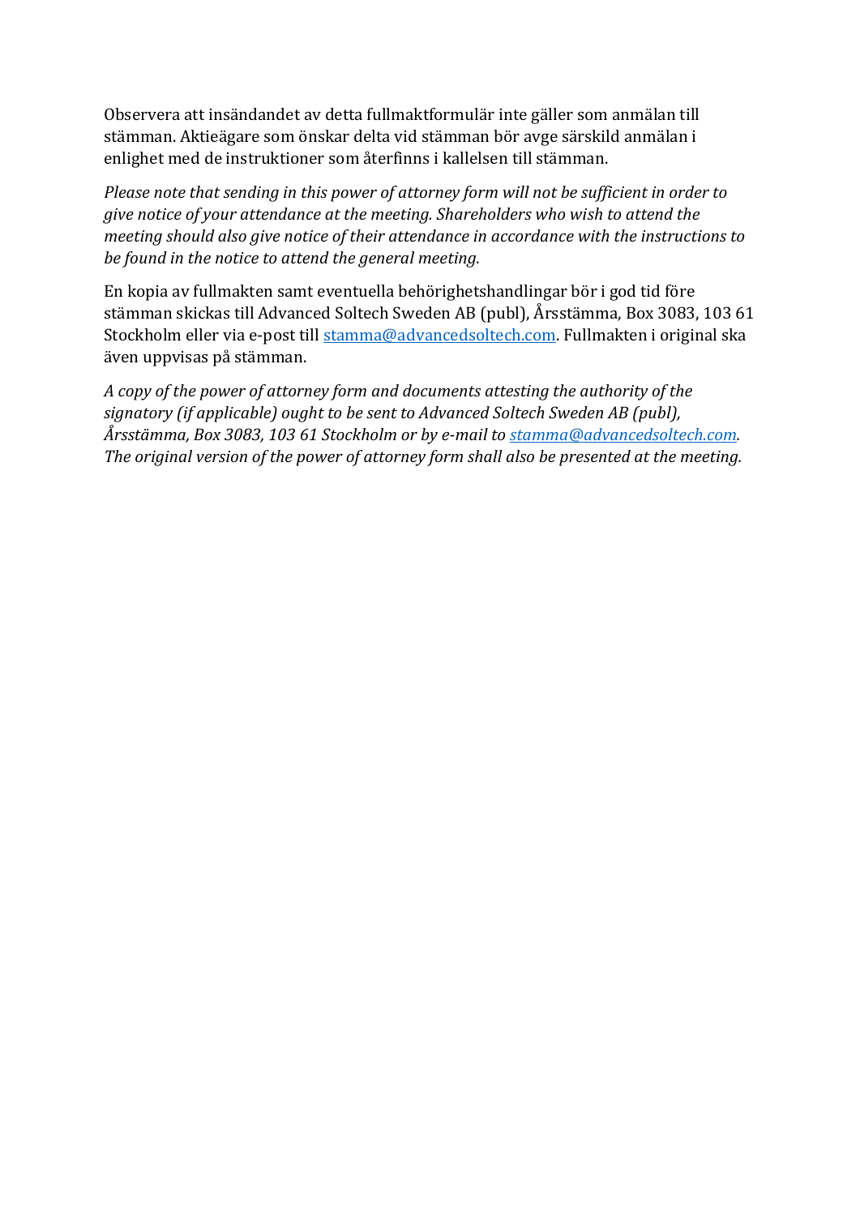Observera att insändandet av detta fullmaktformulär inte gäller som anmälan till stämman. Aktieägare som önskar delta vid stämman bör avge särskild anmälan i enlighet med de instruktioner som återfinns i kallelsen till stämman.

*Please note that sending in this power of attorney form will not be sufficient in order to give notice of your attendance at the meeting. Shareholders who wish to attend the meeting should also give notice of their attendance in accordance with the instructions to be found in the notice to attend the general meeting.*

En kopia av fullmakten samt eventuella behörighetshandlingar bör i god tid före stämman skickas till Advanced Soltech Sweden AB (publ), Årsstämma, Box 3083, 103 61 Stockholm eller via e-post till stamma@advancedsoltech.com. Fullmakten i original ska även uppvisas på stämman.

*A copy of the power of attorney form and documents attesting the authority of the signatory (if applicable) ought to be sent to Advanced Soltech Sweden AB (publ), Årsstämma, Box 3083, 103 61 Stockholm or by e-mail to stamma@advancedsoltech.com. The original version of the power of attorney form shall also be presented at the meeting.*